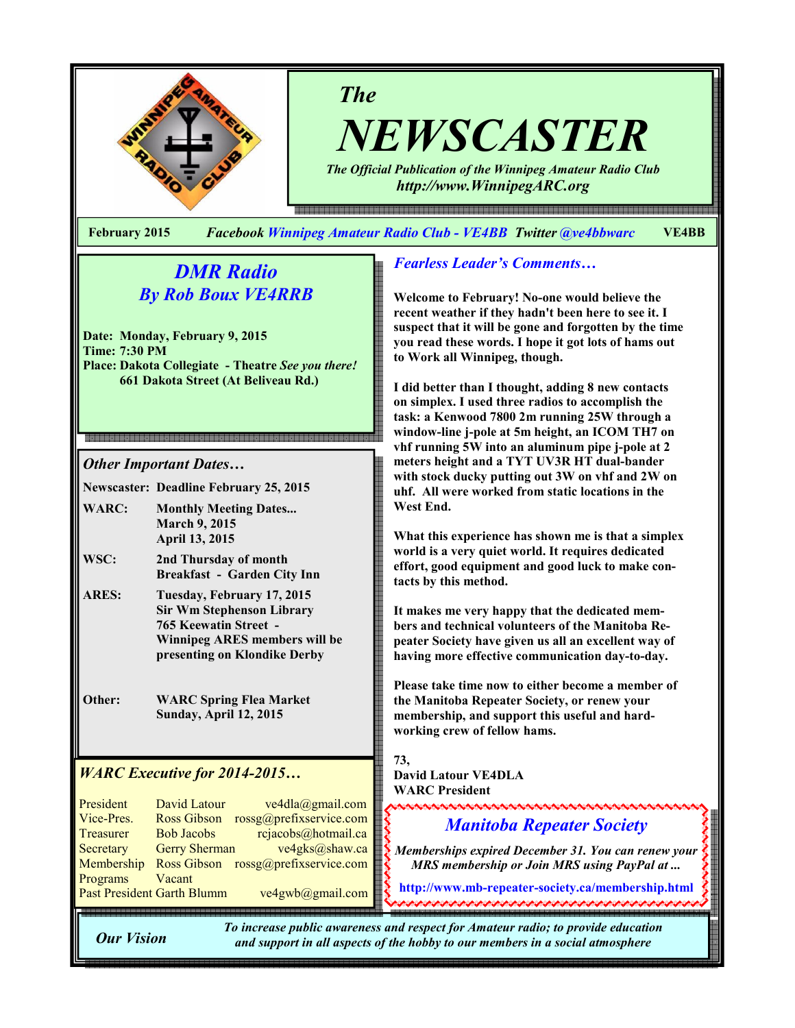# The NEWSCASTER

*The Official Publication of the Winnipeg Amateur Radio Club*
*http://www.WinnipegARC.org*

**February 2015** *Facebook* Winnipeg Amateur Radio Club - VE4BB *Twitter* @ve4bbwarc **VE4BB**

## DMR Radio
## By Rob Boux VE4RRB

**Date: Monday, February 9, 2015**
**Time: 7:30 PM**
**Place: Dakota Collegiate - Theatre** *See you there!*
**661 Dakota Street (At Beliveau Rd.)**

### *Other Important Dates…*

| | |
|---|---|
| **Newscaster:** | **Deadline February 25, 2015** |
| **WARC:** | **Monthly Meeting Dates... March 9, 2015 April 13, 2015** |
| **WSC:** | **2nd Thursday of month Breakfast - Garden City Inn** |
| **ARES:** | **Tuesday, February 17, 2015 Sir Wm Stephenson Library 765 Keewatin Street - Winnipeg ARES members will be presenting on Klondike Derby** |
| **Other:** | **WARC Spring Flea Market Sunday, April 12, 2015** |

### *WARC Executive for 2014-2015…*

| | | |
|---|---|---|
| President | David Latour | ve4dla@gmail.com |
| Vice-Pres. | Ross Gibson | rossg@prefixservice.com |
| Treasurer | Bob Jacobs | rcjacobs@hotmail.ca |
| Secretary | Gerry Sherman | ve4gks@shaw.ca |
| Membership | Ross Gibson | rossg@prefixservice.com |
| Programs | Vacant | |
| Past President | Garth Blumm | ve4gwb@gmail.com |

## *Fearless Leader's Comments…*

**Welcome to February! No-one would believe the recent weather if they hadn't been here to see it. I suspect that it will be gone and forgotten by the time you read these words. I hope it got lots of hams out to Work all Winnipeg, though.**

**I did better than I thought, adding 8 new contacts on simplex. I used three radios to accomplish the task: a Kenwood 7800 2m running 25W through a window-line j-pole at 5m height, an ICOM TH7 on vhf running 5W into an aluminum pipe j-pole at 2 meters height and a TYT UV3R HT dual-bander with stock ducky putting out 3W on vhf and 2W on uhf. All were worked from static locations in the West End.**

**What this experience has shown me is that a simplex world is a very quiet world. It requires dedicated effort, good equipment and good luck to make contacts by this method.**

**It makes me very happy that the dedicated members and technical volunteers of the Manitoba Repeater Society have given us all an excellent way of having more effective communication day-to-day.**

**Please take time now to either become a member of the Manitoba Repeater Society, or renew your membership, and support this useful and hard-working crew of fellow hams.**

**73,**
**David Latour VE4DLA**
**WARC President**

## *Manitoba Repeater Society*

***Memberships expired December 31. You can renew your MRS membership or Join MRS using PayPal at ...***

**http://www.mb-repeater-society.ca/membership.html**

***Our Vision*** *To increase public awareness and respect for Amateur radio; to provide education and support in all aspects of the hobby to our members in a social atmosphere*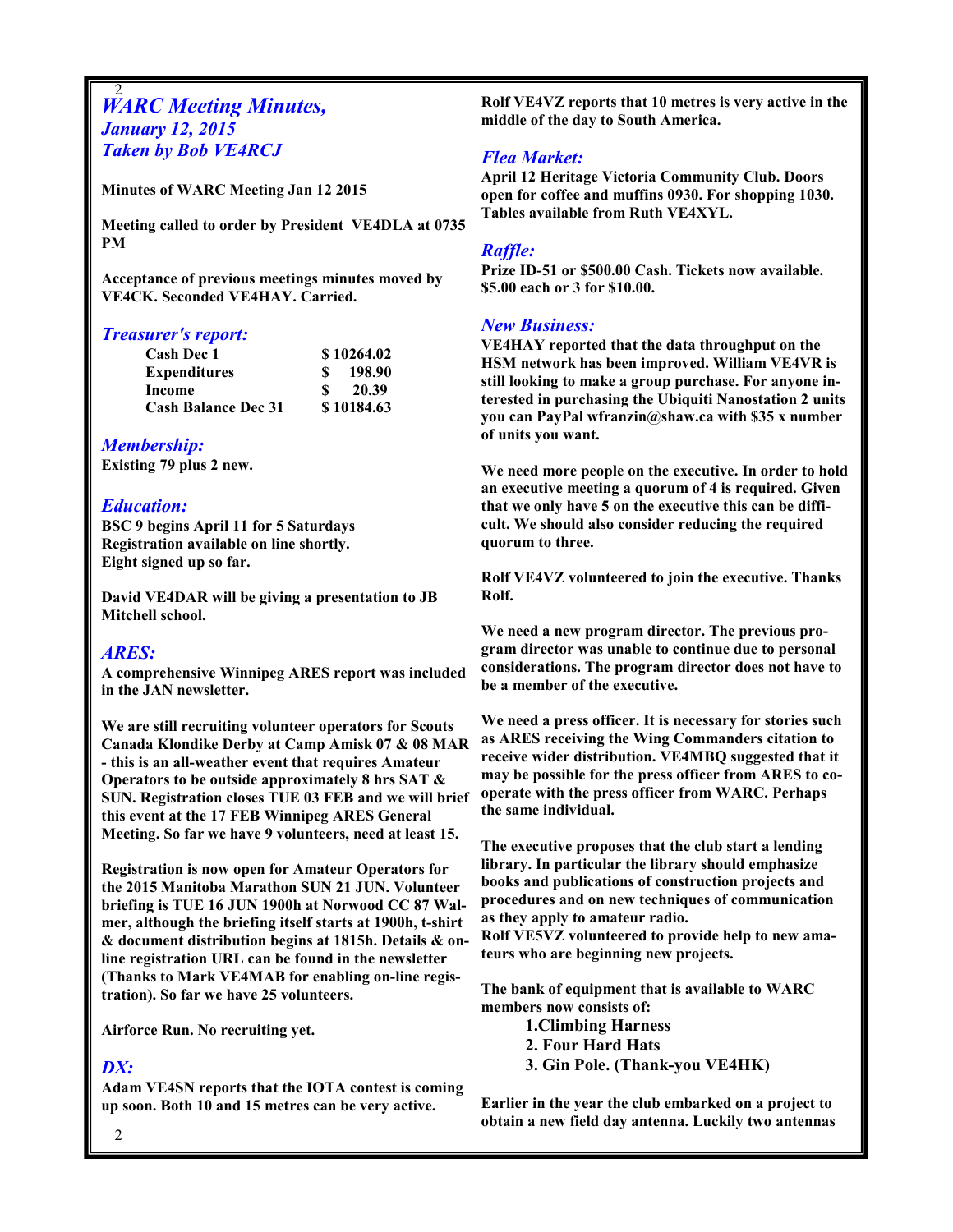## *WARC Meeting Minutes, January 12, 2015 Taken by Bob VE4RCJ*

**Minutes of WARC Meeting Jan 12 2015**

**Meeting called to order by President VE4DLA at 0735 PM**

**Acceptance of previous meetings minutes moved by VE4CK. Seconded VE4HAY. Carried.**

### *Treasurer's report:*

| | |
|---|---|
| **Cash Dec 1** | **$ 10264.02** |
| **Expenditures** | **$ 198.90** |
| **Income** | **$ 20.39** |
| **Cash Balance Dec 31** | **$ 10184.63** |

### *Membership:*

**Existing 79 plus 2 new.**

### *Education:*

**BSC 9 begins April 11 for 5 Saturdays**
**Registration available on line shortly.**
**Eight signed up so far.**

**David VE4DAR will be giving a presentation to JB Mitchell school.**

### *ARES:*

**A comprehensive Winnipeg ARES report was included in the JAN newsletter.**

**We are still recruiting volunteer operators for Scouts Canada Klondike Derby at Camp Amisk 07 & 08 MAR - this is an all-weather event that requires Amateur Operators to be outside approximately 8 hrs SAT & SUN. Registration closes TUE 03 FEB and we will brief this event at the 17 FEB Winnipeg ARES General Meeting. So far we have 9 volunteers, need at least 15.**

**Registration is now open for Amateur Operators for the 2015 Manitoba Marathon SUN 21 JUN. Volunteer briefing is TUE 16 JUN 1900h at Norwood CC 87 Walmer, although the briefing itself starts at 1900h, t-shirt & document distribution begins at 1815h. Details & online registration URL can be found in the newsletter (Thanks to Mark VE4MAB for enabling on-line registration). So far we have 25 volunteers.**

**Airforce Run. No recruiting yet.**

### *DX:*

**Adam VE4SN reports that the IOTA contest is coming up soon. Both 10 and 15 metres can be very active.**

**Rolf VE4VZ reports that 10 metres is very active in the middle of the day to South America.**

### *Flea Market:*

**April 12 Heritage Victoria Community Club. Doors open for coffee and muffins 0930. For shopping 1030. Tables available from Ruth VE4XYL.**

### *Raffle:*

**Prize ID-51 or $500.00 Cash. Tickets now available. $5.00 each or 3 for $10.00.**

### *New Business:*

**VE4HAY reported that the data throughput on the HSM network has been improved. William VE4VR is still looking to make a group purchase. For anyone interested in purchasing the Ubiquiti Nanostation 2 units you can PayPal wfranzin@shaw.ca with $35 x number of units you want.**

**We need more people on the executive. In order to hold an executive meeting a quorum of 4 is required. Given that we only have 5 on the executive this can be difficult. We should also consider reducing the required quorum to three.**

**Rolf VE4VZ volunteered to join the executive. Thanks Rolf.**

**We need a new program director. The previous program director was unable to continue due to personal considerations. The program director does not have to be a member of the executive.**

**We need a press officer. It is necessary for stories such as ARES receiving the Wing Commanders citation to receive wider distribution. VE4MBQ suggested that it may be possible for the press officer from ARES to cooperate with the press officer from WARC. Perhaps the same individual.**

**The executive proposes that the club start a lending library. In particular the library should emphasize books and publications of construction projects and procedures and on new techniques of communication as they apply to amateur radio.**
**Rolf VE5VZ volunteered to provide help to new amateurs who are beginning new projects.**

**The bank of equipment that is available to WARC members now consists of:**

1. **Climbing Harness**
2. **Four Hard Hats**
3. **Gin Pole. (Thank-you VE4HK)**

**Earlier in the year the club embarked on a project to obtain a new field day antenna. Luckily two antennas**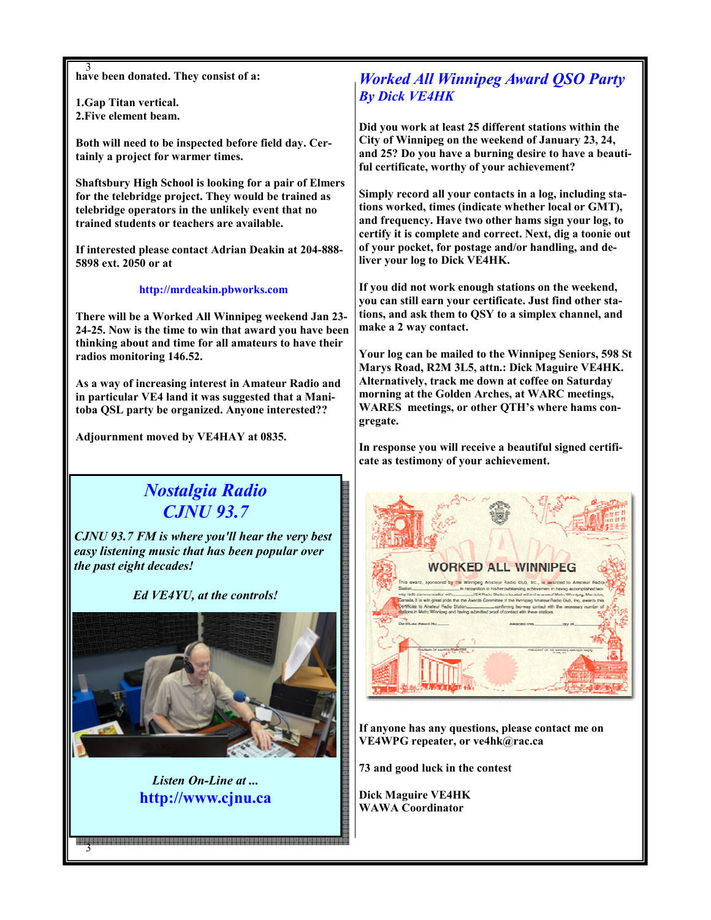have been donated. They consist of a:

1. Gap Titan vertical.
2. Five element beam.

Both will need to be inspected before field day. Certainly a project for warmer times.

Shaftsbury High School is looking for a pair of Elmers for the telebridge project. They would be trained as telebridge operators in the unlikely event that no trained students or teachers are available.

If interested please contact Adrian Deakin at 204-888-5898 ext. 2050 or at

http://mrdeakin.pbworks.com

There will be a Worked All Winnipeg weekend Jan 23-24-25. Now is the time to win that award you have been thinking about and time for all amateurs to have their radios monitoring 146.52.

As a way of increasing interest in Amateur Radio and in particular VE4 land it was suggested that a Manitoba QSL party be organized. Anyone interested??

Adjournment moved by VE4HAY at 0835.

## *Nostalgia Radio CJNU 93.7*

*CJNU 93.7 FM is where you'll hear the very best easy listening music that has been popular over the past eight decades!*

*Ed VE4YU, at the controls!*

*Listen On-Line at ...*

**http://www.cjnu.ca**

## *Worked All Winnipeg Award QSO Party*

### *By Dick VE4HK*

Did you work at least 25 different stations within the City of Winnipeg on the weekend of January 23, 24, and 25? Do you have a burning desire to have a beautiful certificate, worthy of your achievement?

Simply record all your contacts in a log, including stations worked, times (indicate whether local or GMT), and frequency. Have two other hams sign your log, to certify it is complete and correct. Next, dig a toonie out of your pocket, for postage and/or handling, and deliver your log to Dick VE4HK.

If you did not work enough stations on the weekend, you can still earn your certificate. Just find other stations, and ask them to QSY to a simplex channel, and make a 2 way contact.

Your log can be mailed to the Winnipeg Seniors, 598 St Marys Road, R2M 3L5, attn.: Dick Maguire VE4HK. Alternatively, track me down at coffee on Saturday morning at the Golden Arches, at WARC meetings, WARES meetings, or other QTH's where hams congregate.

In response you will receive a beautiful signed certificate as testimony of your achievement.

If anyone has any questions, please contact me on VE4WPG repeater, or ve4hk@rac.ca

73 and good luck in the contest

Dick Maguire VE4HK
WAWA Coordinator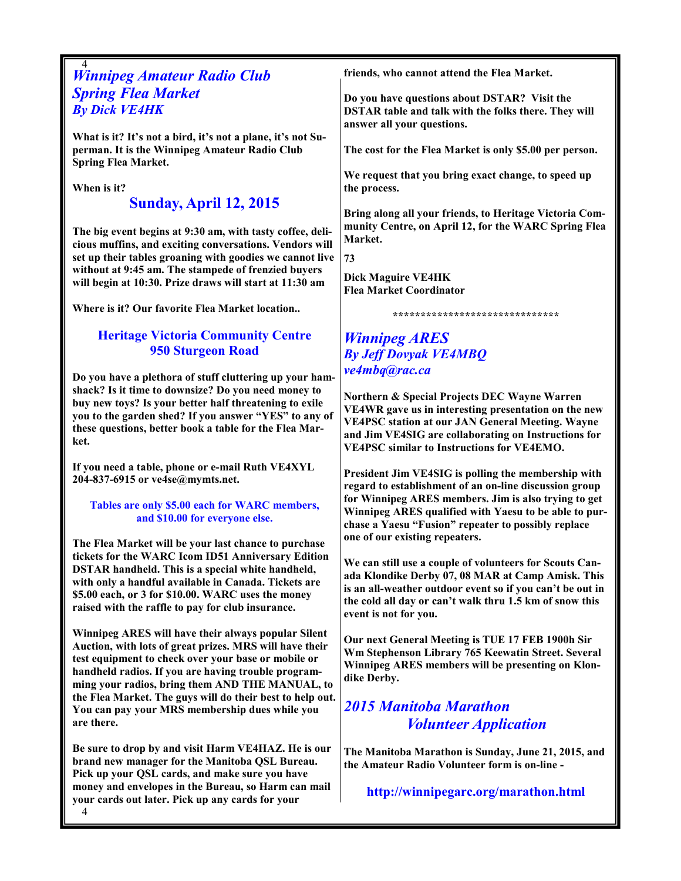## *Winnipeg Amateur Radio Club Spring Flea Market*
### *By Dick VE4HK*

**What is it? It's not a bird, it's not a plane, it's not Superman. It is the Winnipeg Amateur Radio Club Spring Flea Market.**

**When is it?**

**Sunday, April 12, 2015**

**The big event begins at 9:30 am, with tasty coffee, delicious muffins, and exciting conversations. Vendors will set up their tables groaning with goodies we cannot live without at 9:45 am. The stampede of frenzied buyers will begin at 10:30. Prize draws will start at 11:30 am**

**Where is it? Our favorite Flea Market location..**

**Heritage Victoria Community Centre**
**950 Sturgeon Road**

**Do you have a plethora of stuff cluttering up your hamshack? Is it time to downsize? Do you need money to buy new toys? Is your better half threatening to exile you to the garden shed? If you answer "YES" to any of these questions, better book a table for the Flea Market.**

**If you need a table, phone or e-mail Ruth VE4XYL 204-837-6915 or ve4se@mymts.net.**

**Tables are only $5.00 each for WARC members, and $10.00 for everyone else.**

**The Flea Market will be your last chance to purchase tickets for the WARC Icom ID51 Anniversary Edition DSTAR handheld. This is a special white handheld, with only a handful available in Canada. Tickets are $5.00 each, or 3 for $10.00. WARC uses the money raised with the raffle to pay for club insurance.**

**Winnipeg ARES will have their always popular Silent Auction, with lots of great prizes. MRS will have their test equipment to check over your base or mobile or handheld radios. If you are having trouble programming your radios, bring them AND THE MANUAL, to the Flea Market. The guys will do their best to help out. You can pay your MRS membership dues while you are there.**

**Be sure to drop by and visit Harm VE4HAZ. He is our brand new manager for the Manitoba QSL Bureau. Pick up your QSL cards, and make sure you have money and envelopes in the Bureau, so Harm can mail your cards out later. Pick up any cards for your friends, who cannot attend the Flea Market.**

**Do you have questions about DSTAR? Visit the DSTAR table and talk with the folks there. They will answer all your questions.**

**The cost for the Flea Market is only $5.00 per person.**

**We request that you bring exact change, to speed up the process.**

**Bring along all your friends, to Heritage Victoria Community Centre, on April 12, for the WARC Spring Flea Market.**

**73**

**Dick Maguire VE4HK**
**Flea Market Coordinator**

*******************************

## *Winnipeg ARES*
### *By Jeff Dovyak VE4MBQ*
### *ve4mbq@rac.ca*

**Northern & Special Projects DEC Wayne Warren VE4WR gave us in interesting presentation on the new VE4PSC station at our JAN General Meeting. Wayne and Jim VE4SIG are collaborating on Instructions for VE4PSC similar to Instructions for VE4EMO.**

**President Jim VE4SIG is polling the membership with regard to establishment of an on-line discussion group for Winnipeg ARES members. Jim is also trying to get Winnipeg ARES qualified with Yaesu to be able to purchase a Yaesu "Fusion" repeater to possibly replace one of our existing repeaters.**

**We can still use a couple of volunteers for Scouts Canada Klondike Derby 07, 08 MAR at Camp Amisk. This is an all-weather outdoor event so if you can't be out in the cold all day or can't walk thru 1.5 km of snow this event is not for you.**

**Our next General Meeting is TUE 17 FEB 1900h Sir Wm Stephenson Library 765 Keewatin Street. Several Winnipeg ARES members will be presenting on Klondike Derby.**

## *2015 Manitoba Marathon Volunteer Application*

**The Manitoba Marathon is Sunday, June 21, 2015, and the Amateur Radio Volunteer form is on-line -**

**http://winnipegarc.org/marathon.html**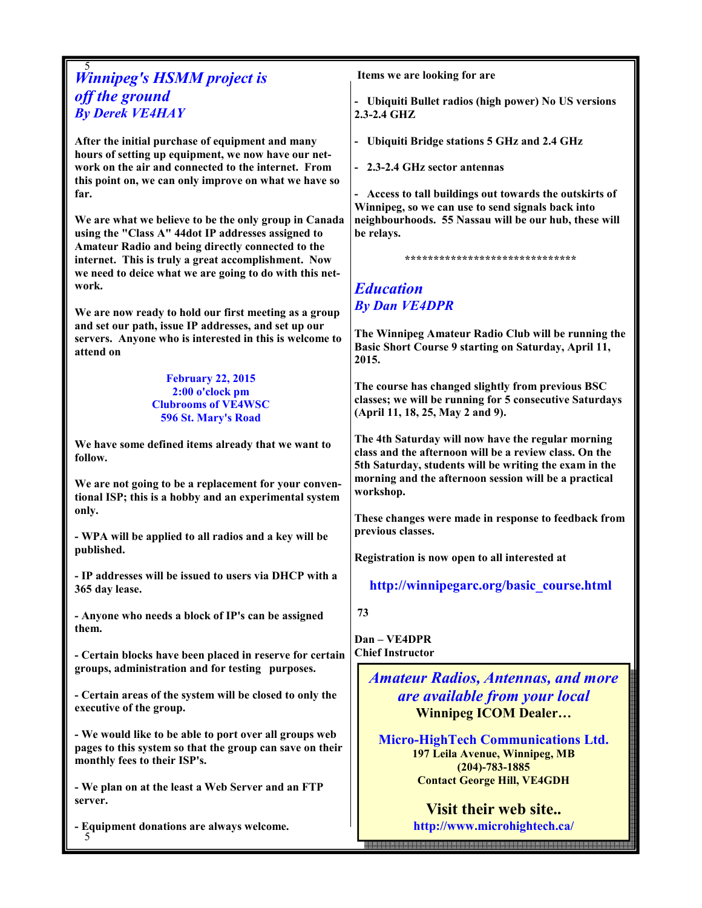## *Winnipeg's HSMM project is off the ground*

### *By Derek VE4HAY*

**After the initial purchase of equipment and many hours of setting up equipment, we now have our network on the air and connected to the internet. From this point on, we can only improve on what we have so far.**

**We are what we believe to be the only group in Canada using the "Class A" 44dot IP addresses assigned to Amateur Radio and being directly connected to the internet. This is truly a great accomplishment. Now we need to deice what we are going to do with this network.**

**We are now ready to hold our first meeting as a group and set our path, issue IP addresses, and set up our servers. Anyone who is interested in this is welcome to attend on**

**February 22, 2015**
**2:00 o'clock pm**
**Clubrooms of VE4WSC**
**596 St. Mary's Road**

**We have some defined items already that we want to follow.**

**We are not going to be a replacement for your conventional ISP; this is a hobby and an experimental system only.**

**- WPA will be applied to all radios and a key will be published.**

**- IP addresses will be issued to users via DHCP with a 365 day lease.**

**- Anyone who needs a block of IP's can be assigned them.**

**- Certain blocks have been placed in reserve for certain groups, administration and for testing purposes.**

**- Certain areas of the system will be closed to only the executive of the group.**

**- We would like to be able to port over all groups web pages to this system so that the group can save on their monthly fees to their ISP's.**

**- We plan on at the least a Web Server and an FTP server.**

**- Equipment donations are always welcome.**

**Items we are looking for are**

**- Ubiquiti Bullet radios (high power) No US versions 2.3-2.4 GHZ**

**- Ubiquiti Bridge stations 5 GHz and 2.4 GHz**

**- 2.3-2.4 GHz sector antennas**

**- Access to tall buildings out towards the outskirts of Winnipeg, so we can use to send signals back into neighbourhoods. 55 Nassau will be our hub, these will be relays.**

******************************

## *Education*

### *By Dan VE4DPR*

**The Winnipeg Amateur Radio Club will be running the Basic Short Course 9 starting on Saturday, April 11, 2015.**

**The course has changed slightly from previous BSC classes; we will be running for 5 consecutive Saturdays (April 11, 18, 25, May 2 and 9).**

**The 4th Saturday will now have the regular morning class and the afternoon will be a review class. On the 5th Saturday, students will be writing the exam in the morning and the afternoon session will be a practical workshop.**

**These changes were made in response to feedback from previous classes.**

**Registration is now open to all interested at**

**http://winnipegarc.org/basic_course.html**

**73**

**Dan – VE4DPR**
**Chief Instructor**

---

***Amateur Radios, Antennas, and more are available from your local***
**Winnipeg ICOM Dealer…**

**Micro-HighTech Communications Ltd.**
**197 Leila Avenue, Winnipeg, MB**
**(204)-783-1885**
**Contact George Hill, VE4GDH**

**Visit their web site..**
**http://www.microhightech.ca/**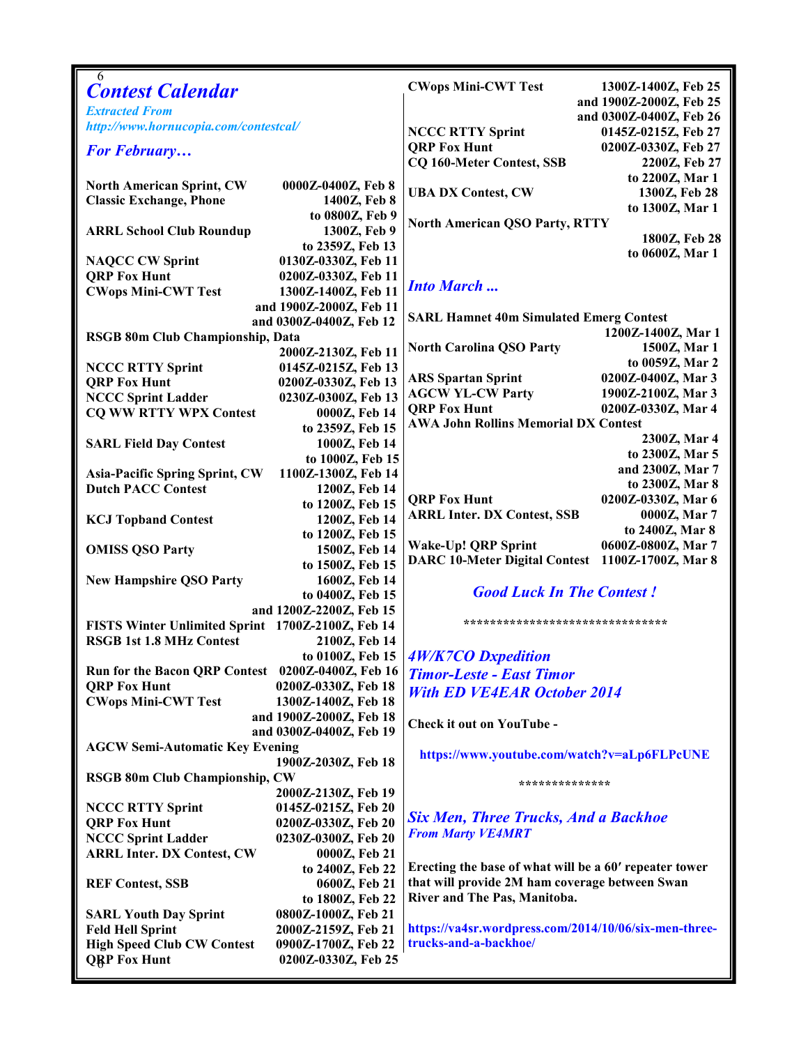# Contest Calendar

*Extracted From*
*http://www.hornucopia.com/contestcal/*

## *For February…*

| Contest | Time |
|---|---|
| North American Sprint, CW | 0000Z-0400Z, Feb 8 |
| Classic Exchange, Phone | 1400Z, Feb 8 to 0800Z, Feb 9 |
| ARRL School Club Roundup | 1300Z, Feb 9 to 2359Z, Feb 13 |
| NAQCC CW Sprint | 0130Z-0330Z, Feb 11 |
| QRP Fox Hunt | 0200Z-0330Z, Feb 11 |
| CWops Mini-CWT Test | 1300Z-1400Z, Feb 11 and 1900Z-2000Z, Feb 11 and 0300Z-0400Z, Feb 12 |
| RSGB 80m Club Championship, Data | 2000Z-2130Z, Feb 11 |
| NCCC RTTY Sprint | 0145Z-0215Z, Feb 13 |
| QRP Fox Hunt | 0200Z-0330Z, Feb 13 |
| NCCC Sprint Ladder | 0230Z-0300Z, Feb 13 |
| CQ WW RTTY WPX Contest | 0000Z, Feb 14 to 2359Z, Feb 15 |
| SARL Field Day Contest | 1000Z, Feb 14 to 1000Z, Feb 15 |
| Asia-Pacific Spring Sprint, CW | 1100Z-1300Z, Feb 14 |
| Dutch PACC Contest | 1200Z, Feb 14 to 1200Z, Feb 15 |
| KCJ Topband Contest | 1200Z, Feb 14 to 1200Z, Feb 15 |
| OMISS QSO Party | 1500Z, Feb 14 to 1500Z, Feb 15 |
| New Hampshire QSO Party | 1600Z, Feb 14 to 0400Z, Feb 15 and 1200Z-2200Z, Feb 15 |
| FISTS Winter Unlimited Sprint | 1700Z-2100Z, Feb 14 |
| RSGB 1st 1.8 MHz Contest | 2100Z, Feb 14 to 0100Z, Feb 15 |
| Run for the Bacon QRP Contest | 0200Z-0400Z, Feb 16 |
| QRP Fox Hunt | 0200Z-0330Z, Feb 18 |
| CWops Mini-CWT Test | 1300Z-1400Z, Feb 18 and 1900Z-2000Z, Feb 18 and 0300Z-0400Z, Feb 19 |
| AGCW Semi-Automatic Key Evening | 1900Z-2030Z, Feb 18 |
| RSGB 80m Club Championship, CW | 2000Z-2130Z, Feb 19 |
| NCCC RTTY Sprint | 0145Z-0215Z, Feb 20 |
| QRP Fox Hunt | 0200Z-0330Z, Feb 20 |
| NCCC Sprint Ladder | 0230Z-0300Z, Feb 20 |
| ARRL Inter. DX Contest, CW | 0000Z, Feb 21 to 2400Z, Feb 22 |
| REF Contest, SSB | 0600Z, Feb 21 to 1800Z, Feb 22 |
| SARL Youth Day Sprint | 0800Z-1000Z, Feb 21 |
| Feld Hell Sprint | 2000Z-2159Z, Feb 21 |
| High Speed Club CW Contest | 0900Z-1700Z, Feb 22 |
| QRP Fox Hunt | 0200Z-0330Z, Feb 25 |
| CWops Mini-CWT Test | 1300Z-1400Z, Feb 25 and 1900Z-2000Z, Feb 25 and 0300Z-0400Z, Feb 26 |
| NCCC RTTY Sprint | 0145Z-0215Z, Feb 27 |
| QRP Fox Hunt | 0200Z-0330Z, Feb 27 |
| CQ 160-Meter Contest, SSB | 2200Z, Feb 27 to 2200Z, Mar 1 |
| UBA DX Contest, CW | 1300Z, Feb 28 to 1300Z, Mar 1 |
| North American QSO Party, RTTY | 1800Z, Feb 28 to 0600Z, Mar 1 |

## *Into March ...*

| Contest | Time |
|---|---|
| SARL Hamnet 40m Simulated Emerg Contest | 1200Z-1400Z, Mar 1 |
| North Carolina QSO Party | 1500Z, Mar 1 to 0059Z, Mar 2 |
| ARS Spartan Sprint | 0200Z-0400Z, Mar 3 |
| AGCW YL-CW Party | 1900Z-2100Z, Mar 3 |
| QRP Fox Hunt | 0200Z-0330Z, Mar 4 |
| AWA John Rollins Memorial DX Contest | 2300Z, Mar 4 to 2300Z, Mar 5 and 2300Z, Mar 7 to 2300Z, Mar 8 |
| QRP Fox Hunt | 0200Z-0330Z, Mar 6 |
| ARRL Inter. DX Contest, SSB | 0000Z, Mar 7 to 2400Z, Mar 8 |
| Wake-Up! QRP Sprint | 0600Z-0800Z, Mar 7 |
| DARC 10-Meter Digital Contest | 1100Z-1700Z, Mar 8 |

*Good Luck In The Contest !*

********************************

## *4W/K7CO Dxpedition Timor-Leste - East Timor With ED VE4EAR October 2014*

Check it out on YouTube -

https://www.youtube.com/watch?v=aLp6FLPcUNE

**************

## *Six Men, Three Trucks, And a Backhoe*

*From Marty VE4MRT*

Erecting the base of what will be a 60′ repeater tower that will provide 2M ham coverage between Swan River and The Pas, Manitoba.

https://va4sr.wordpress.com/2014/10/06/six-men-three-trucks-and-a-backhoe/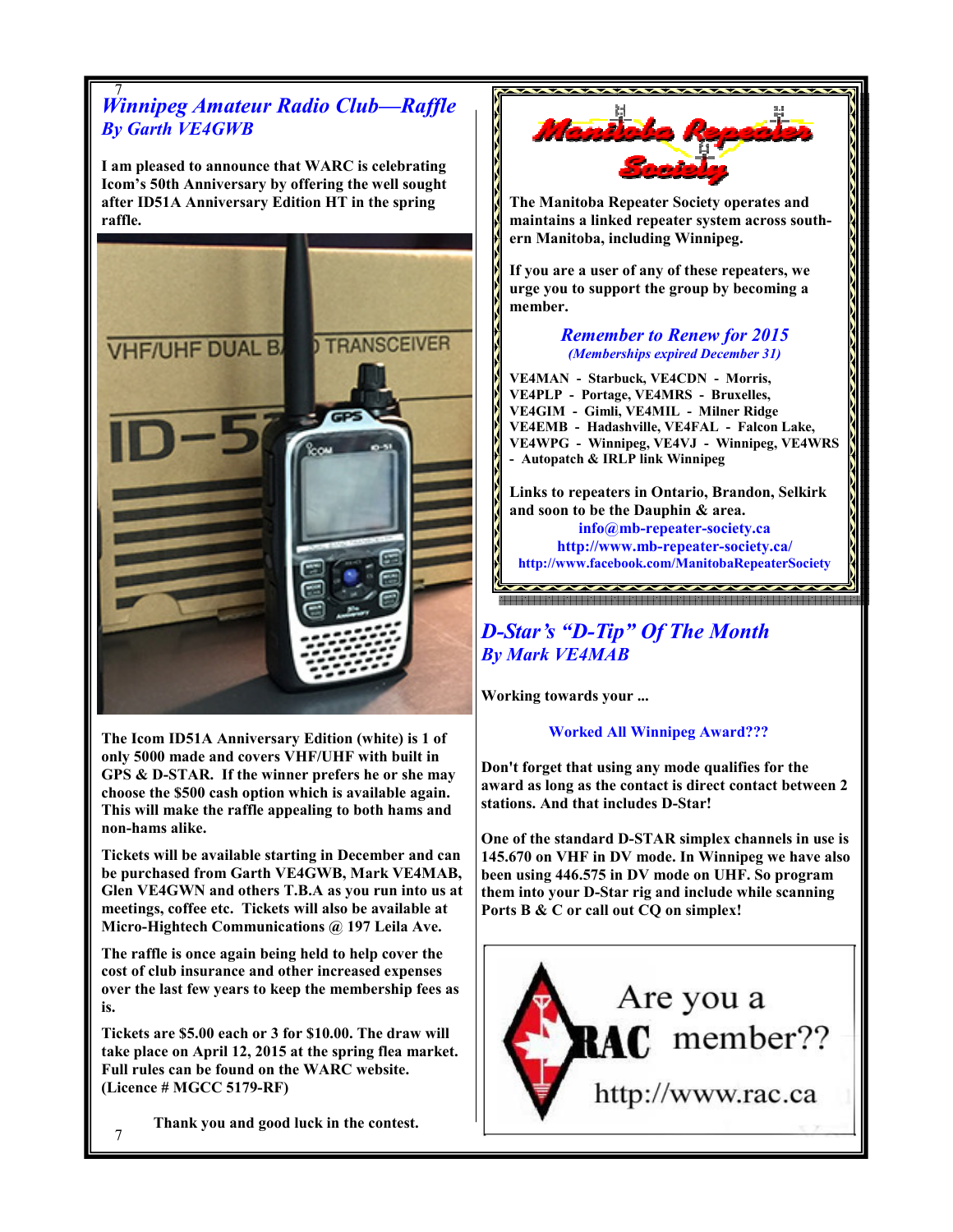## *Winnipeg Amateur Radio Club—Raffle*

### *By Garth VE4GWB*

**I am pleased to announce that WARC is celebrating Icom's 50th Anniversary by offering the well sought after ID51A Anniversary Edition HT in the spring raffle.**

**The Icom ID51A Anniversary Edition (white) is 1 of only 5000 made and covers VHF/UHF with built in GPS & D-STAR. If the winner prefers he or she may choose the $500 cash option which is available again. This will make the raffle appealing to both hams and non-hams alike.**

**Tickets will be available starting in December and can be purchased from Garth VE4GWB, Mark VE4MAB, Glen VE4GWN and others T.B.A as you run into us at meetings, coffee etc. Tickets will also be available at Micro-Hightech Communications @ 197 Leila Ave.**

**The raffle is once again being held to help cover the cost of club insurance and other increased expenses over the last few years to keep the membership fees as is.**

**Tickets are $5.00 each or 3 for $10.00. The draw will take place on April 12, 2015 at the spring flea market. Full rules can be found on the WARC website. (Licence # MGCC 5179-RF)**

**Thank you and good luck in the contest.**

---

## Manitoba Repeater Society

**The Manitoba Repeater Society operates and maintains a linked repeater system across southern Manitoba, including Winnipeg.**

**If you are a user of any of these repeaters, we urge you to support the group by becoming a member.**

***Remember to Renew for 2015***

***(Memberships expired December 31)***

**VE4MAN - Starbuck, VE4CDN - Morris, VE4PLP - Portage, VE4MRS - Bruxelles, VE4GIM - Gimli, VE4MIL - Milner Ridge VE4EMB - Hadashville, VE4FAL - Falcon Lake, VE4WPG - Winnipeg, VE4VJ - Winnipeg, VE4WRS - Autopatch & IRLP link Winnipeg**

**Links to repeaters in Ontario, Brandon, Selkirk and soon to be the Dauphin & area.**

**info@mb-repeater-society.ca**
**http://www.mb-repeater-society.ca/**
**http://www.facebook.com/ManitobaRepeaterSociety**

---

## *D-Star's "D-Tip" Of The Month*

### *By Mark VE4MAB*

**Working towards your ...**

**Worked All Winnipeg Award???**

**Don't forget that using any mode qualifies for the award as long as the contact is direct contact between 2 stations. And that includes D-Star!**

**One of the standard D-STAR simplex channels in use is 145.670 on VHF in DV mode. In Winnipeg we have also been using 446.575 in DV mode on UHF. So program them into your D-Star rig and include while scanning Ports B & C or call out CQ on simplex!**

---

Are you a RAC member??

http://www.rac.ca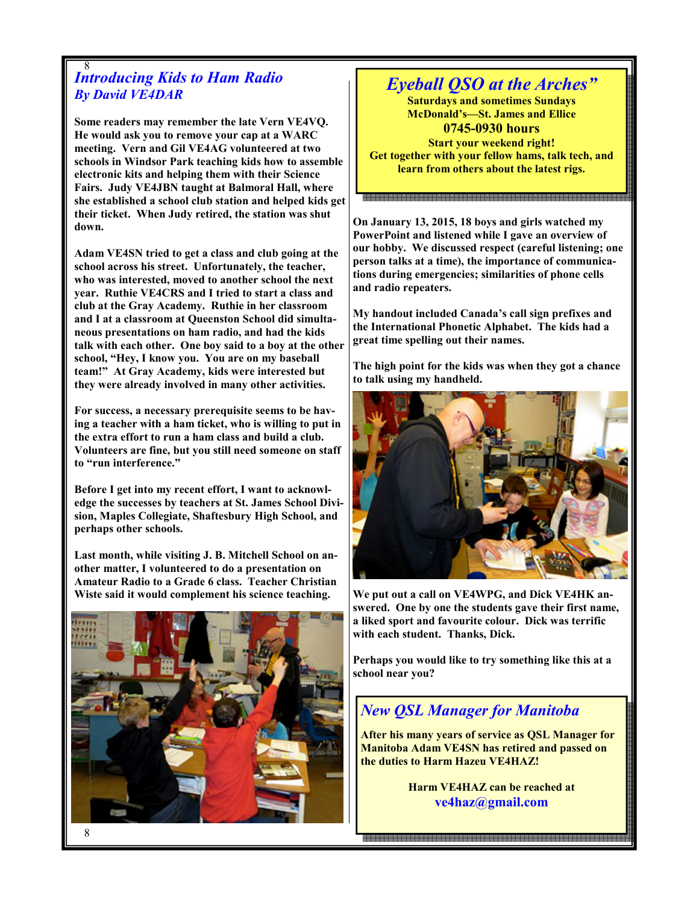## *Introducing Kids to Ham Radio*

### *By David VE4DAR*

**Some readers may remember the late Vern VE4VQ. He would ask you to remove your cap at a WARC meeting. Vern and Gil VE4AG volunteered at two schools in Windsor Park teaching kids how to assemble electronic kits and helping them with their Science Fairs. Judy VE4JBN taught at Balmoral Hall, where she established a school club station and helped kids get their ticket. When Judy retired, the station was shut down.**

**Adam VE4SN tried to get a class and club going at the school across his street. Unfortunately, the teacher, who was interested, moved to another school the next year. Ruthie VE4CRS and I tried to start a class and club at the Gray Academy. Ruthie in her classroom and I at a classroom at Queenston School did simultaneous presentations on ham radio, and had the kids talk with each other. One boy said to a boy at the other school, "Hey, I know you. You are on my baseball team!" At Gray Academy, kids were interested but they were already involved in many other activities.**

**For success, a necessary prerequisite seems to be having a teacher with a ham ticket, who is willing to put in the extra effort to run a ham class and build a club. Volunteers are fine, but you still need someone on staff to "run interference."**

**Before I get into my recent effort, I want to acknowledge the successes by teachers at St. James School Division, Maples Collegiate, Shaftesbury High School, and perhaps other schools.**

**Last month, while visiting J. B. Mitchell School on another matter, I volunteered to do a presentation on Amateur Radio to a Grade 6 class. Teacher Christian Wiste said it would complement his science teaching.**

**On January 13, 2015, 18 boys and girls watched my PowerPoint and listened while I gave an overview of our hobby. We discussed respect (careful listening; one person talks at a time), the importance of communications during emergencies; similarities of phone cells and radio repeaters.**

**My handout included Canada's call sign prefixes and the International Phonetic Alphabet. The kids had a great time spelling out their names.**

**The high point for the kids was when they got a chance to talk using my handheld.**

**We put out a call on VE4WPG, and Dick VE4HK answered. One by one the students gave their first name, a liked sport and favourite colour. Dick was terrific with each student. Thanks, Dick.**

**Perhaps you would like to try something like this at a school near you?**

---

## *Eyeball QSO at the Arches"*

**Saturdays and sometimes Sundays**
**McDonald's—St. James and Ellice**
**0745-0930 hours**
**Start your weekend right!**
**Get together with your fellow hams, talk tech, and learn from others about the latest rigs.**

---

## *New QSL Manager for Manitoba*

**After his many years of service as QSL Manager for Manitoba Adam VE4SN has retired and passed on the duties to Harm Hazeu VE4HAZ!**

**Harm VE4HAZ can be reached at**
**ve4haz@gmail.com**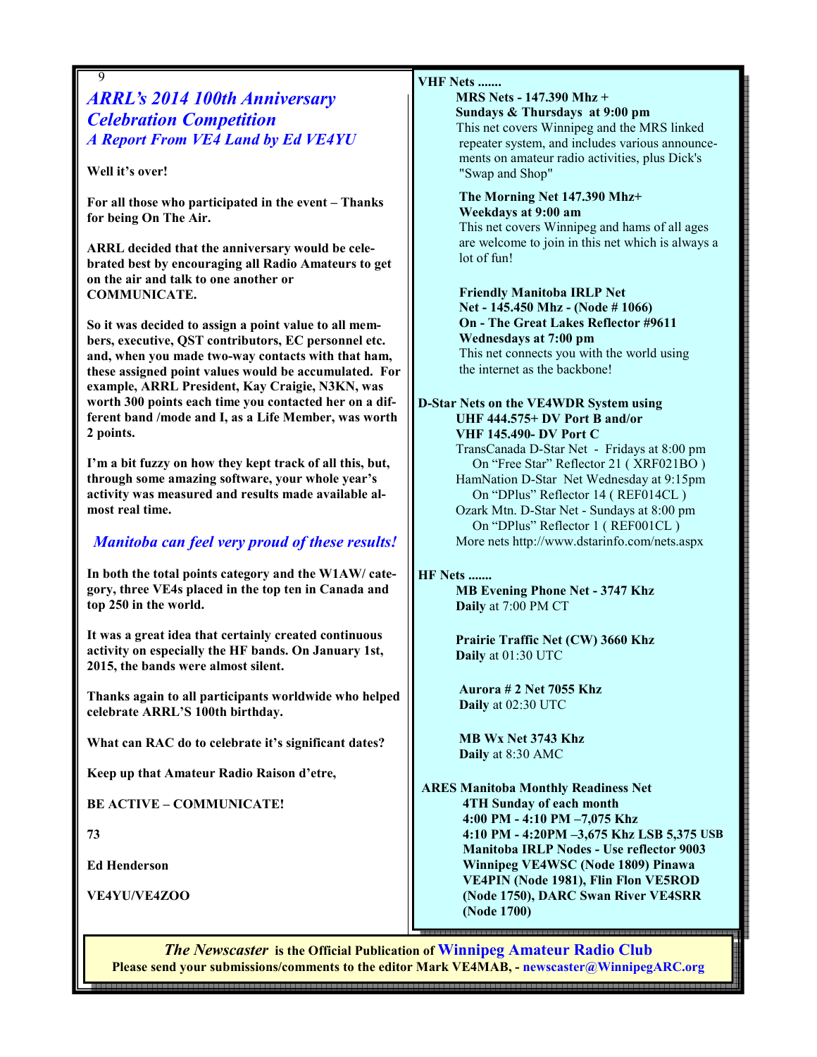## *ARRL's 2014 100th Anniversary Celebration Competition*

### *A Report From VE4 Land by Ed VE4YU*

**Well it's over!**

**For all those who participated in the event – Thanks for being On The Air.**

**ARRL decided that the anniversary would be celebrated best by encouraging all Radio Amateurs to get on the air and talk to one another or COMMUNICATE.**

**So it was decided to assign a point value to all members, executive, QST contributors, EC personnel etc. and, when you made two-way contacts with that ham, these assigned point values would be accumulated. For example, ARRL President, Kay Craigie, N3KN, was worth 300 points each time you contacted her on a different band /mode and I, as a Life Member, was worth 2 points.**

**I'm a bit fuzzy on how they kept track of all this, but, through some amazing software, your whole year's activity was measured and results made available almost real time.**

***Manitoba can feel very proud of these results!***

**In both the total points category and the W1AW/ category, three VE4s placed in the top ten in Canada and top 250 in the world.**

**It was a great idea that certainly created continuous activity on especially the HF bands. On January 1st, 2015, the bands were almost silent.**

**Thanks again to all participants worldwide who helped celebrate ARRL'S 100th birthday.**

**What can RAC do to celebrate it's significant dates?**

**Keep up that Amateur Radio Raison d'etre,**

**BE ACTIVE – COMMUNICATE!**

**73**

**Ed Henderson**

**VE4YU/VE4ZOO**

---

**VHF Nets .......**

**MRS Nets - 147.390 Mhz +**
**Sundays & Thursdays at 9:00 pm**
This net covers Winnipeg and the MRS linked repeater system, and includes various announcements on amateur radio activities, plus Dick's "Swap and Shop"

**The Morning Net 147.390 Mhz+**
**Weekdays at 9:00 am**
This net covers Winnipeg and hams of all ages are welcome to join in this net which is always a lot of fun!

**Friendly Manitoba IRLP Net**
**Net - 145.450 Mhz - (Node # 1066)**
**On - The Great Lakes Reflector #9611**
**Wednesdays at 7:00 pm**
This net connects you with the world using the internet as the backbone!

**D-Star Nets on the VE4WDR System using**
**UHF 444.575+ DV Port B and/or**
**VHF 145.490- DV Port C**

TransCanada D-Star Net - Fridays at 8:00 pm
On "Free Star" Reflector 21 ( XRF021BO )
HamNation D-Star Net Wednesday at 9:15pm
On "DPlus" Reflector 14 ( REF014CL )
Ozark Mtn. D-Star Net - Sundays at 8:00 pm
On "DPlus" Reflector 1 ( REF001CL )
More nets http://www.dstarinfo.com/nets.aspx

**HF Nets .......**

**MB Evening Phone Net - 3747 Khz**
**Daily** at 7:00 PM CT

**Prairie Traffic Net (CW) 3660 Khz**
**Daily** at 01:30 UTC

**Aurora # 2 Net 7055 Khz**
**Daily** at 02:30 UTC

**MB Wx Net 3743 Khz**
**Daily** at 8:30 AMC

**ARES Manitoba Monthly Readiness Net**
**4TH Sunday of each month**
**4:00 PM - 4:10 PM –7,075 Khz**
**4:10 PM - 4:20PM –3,675 Khz LSB 5,375 USB**
**Manitoba IRLP Nodes - Use reflector 9003**
**Winnipeg VE4WSC (Node 1809) Pinawa VE4PIN (Node 1981), Flin Flon VE5ROD (Node 1750), DARC Swan River VE4SRR (Node 1700)**

---

***The Newscaster* is the Official Publication of Winnipeg Amateur Radio Club**
**Please send your submissions/comments to the editor Mark VE4MAB, - newscaster@WinnipegARC.org**